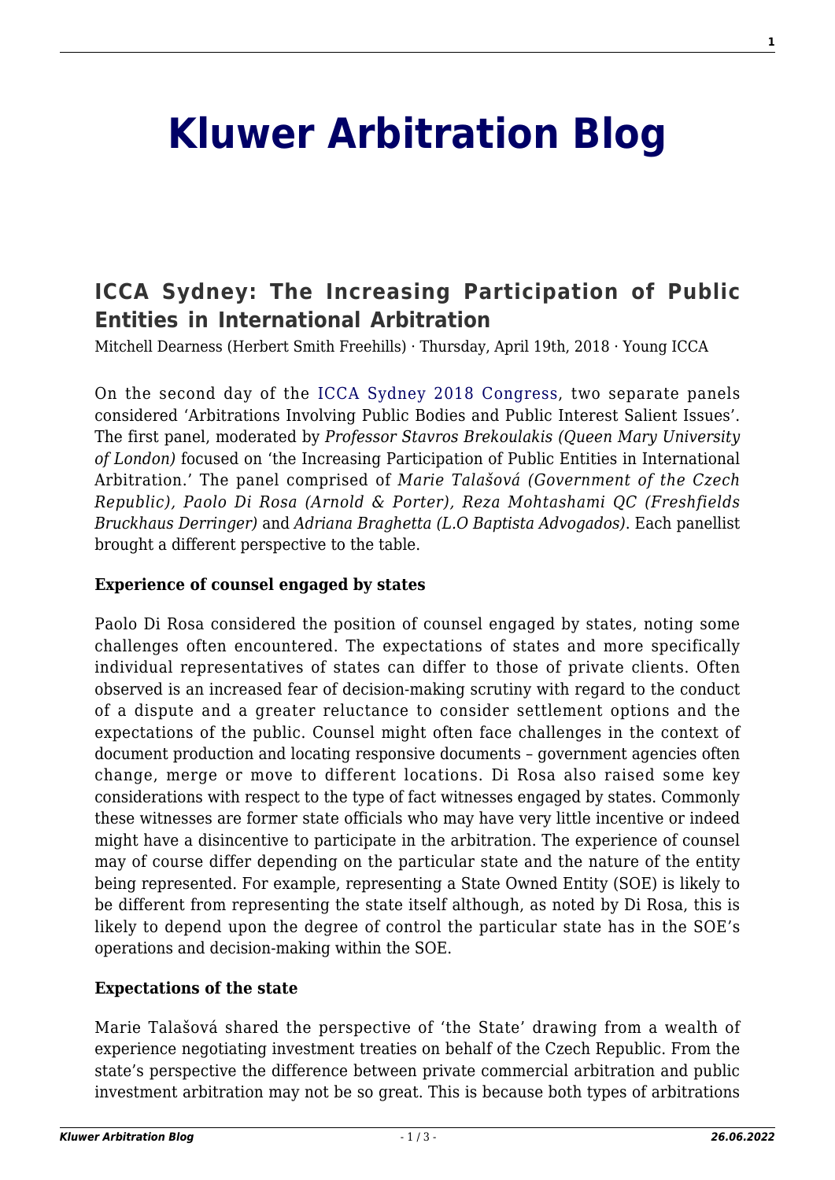# Kluwer Arbitration Blog

## ICCA Sydney: The Increasing Participation of Public Entities in International Arbitration

Mitchell Dearness (Herbert Smith Freehills) · Thursday, April 19th, 2018 · Young ICCA

On the second day of the ICCA Sydney 2018 Congress, two separate panels considered 'Arbitrations Involving Public Bodies and Public Interest Salient Issues'. The first panel, moderated by *Professor Stavros Brekoulakis (Queen Mary University of London)* focused on 'the Increasing Participation of Public Entities in International Arbitration.' The panel comprised of *Marie Talašová (Government of the Czech Republic), Paolo Di Rosa (Arnold & Porter), Reza Mohtashami QC (Freshfields Bruckhaus Derringer)* and *Adriana Braghetta (L.O Baptista Advogados)*. Each panellist brought a different perspective to the table.

**Experience of counsel engaged by states**

Paolo Di Rosa considered the position of counsel engaged by states, noting some challenges often encountered. The expectations of states and more specifically individual representatives of states can differ to those of private clients. Often observed is an increased fear of decision-making scrutiny with regard to the conduct of a dispute and a greater reluctance to consider settlement options and the expectations of the public. Counsel might often face challenges in the context of document production and locating responsive documents – government agencies often change, merge or move to different locations. Di Rosa also raised some key considerations with respect to the type of fact witnesses engaged by states. Commonly these witnesses are former state officials who may have very little incentive or indeed might have a disincentive to participate in the arbitration. The experience of counsel may of course differ depending on the particular state and the nature of the entity being represented. For example, representing a State Owned Entity (SOE) is likely to be different from representing the state itself although, as noted by Di Rosa, this is likely to depend upon the degree of control the particular state has in the SOE's operations and decision-making within the SOE.

**Expectations of the state**

Marie Talašová shared the perspective of 'the State' drawing from a wealth of experience negotiating investment treaties on behalf of the Czech Republic. From the state's perspective the difference between private commercial arbitration and public investment arbitration may not be so great. This is because both types of arbitrations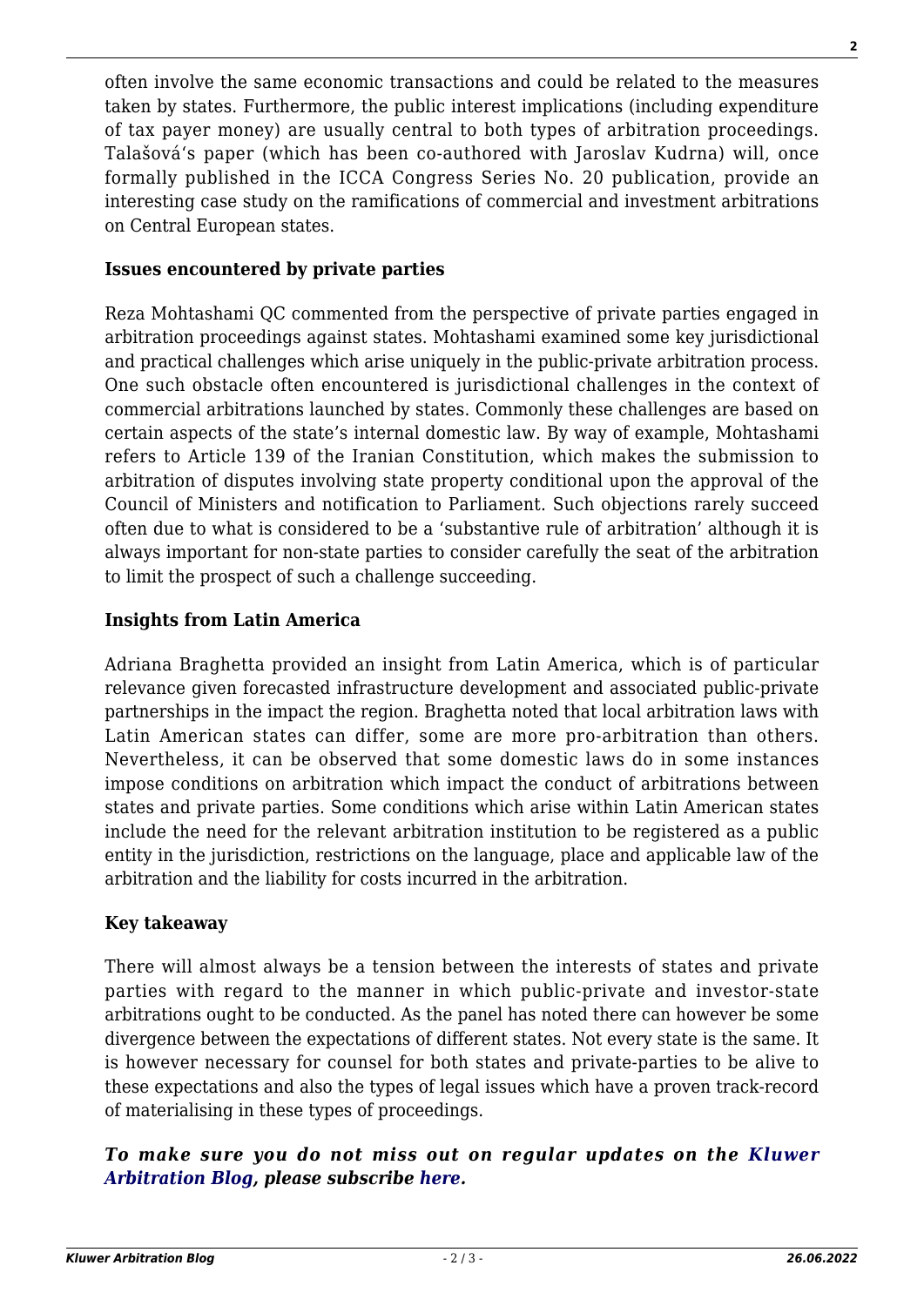often involve the same economic transactions and could be related to the measures taken by states. Furthermore, the public interest implications (including expenditure of tax payer money) are usually central to both types of arbitration proceedings. Talašová's paper (which has been co-authored with Jaroslav Kudrna) will, once formally published in the ICCA Congress Series No. 20 publication, provide an interesting case study on the ramifications of commercial and investment arbitrations on Central European states.

**Issues encountered by private parties**

Reza Mohtashami QC commented from the perspective of private parties engaged in arbitration proceedings against states. Mohtashami examined some key jurisdictional and practical challenges which arise uniquely in the public-private arbitration process. One such obstacle often encountered is jurisdictional challenges in the context of commercial arbitrations launched by states. Commonly these challenges are based on certain aspects of the state's internal domestic law. By way of example, Mohtashami refers to Article 139 of the Iranian Constitution, which makes the submission to arbitration of disputes involving state property conditional upon the approval of the Council of Ministers and notification to Parliament. Such objections rarely succeed often due to what is considered to be a 'substantive rule of arbitration' although it is always important for non-state parties to consider carefully the seat of the arbitration to limit the prospect of such a challenge succeeding.

**Insights from Latin America**

Adriana Braghetta provided an insight from Latin America, which is of particular relevance given forecasted infrastructure development and associated public-private partnerships in the impact the region. Braghetta noted that local arbitration laws with Latin American states can differ, some are more pro-arbitration than others. Nevertheless, it can be observed that some domestic laws do in some instances impose conditions on arbitration which impact the conduct of arbitrations between states and private parties. Some conditions which arise within Latin American states include the need for the relevant arbitration institution to be registered as a public entity in the jurisdiction, restrictions on the language, place and applicable law of the arbitration and the liability for costs incurred in the arbitration.

**Key takeaway**

There will almost always be a tension between the interests of states and private parties with regard to the manner in which public-private and investor-state arbitrations ought to be conducted. As the panel has noted there can however be some divergence between the expectations of different states. Not every state is the same. It is however necessary for counsel for both states and private-parties to be alive to these expectations and also the types of legal issues which have a proven track-record of materialising in these types of proceedings.

***To make sure you do not miss out on regular updates on the Kluwer Arbitration Blog, please subscribe here.***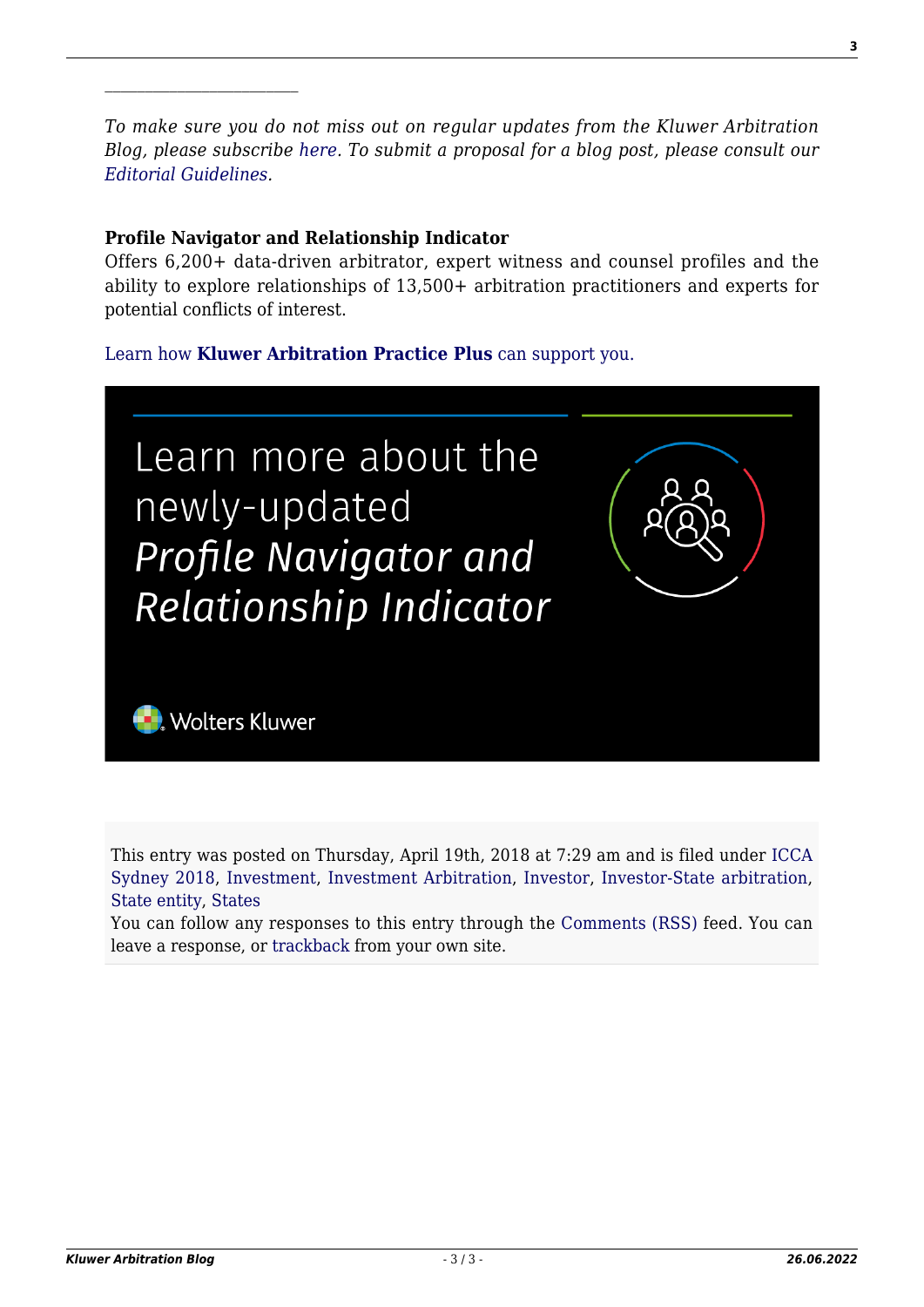---

*To make sure you do not miss out on regular updates from the Kluwer Arbitration Blog, please subscribe here. To submit a proposal for a blog post, please consult our Editorial Guidelines.*

**Profile Navigator and Relationship Indicator**
Offers 6,200+ data-driven arbitrator, expert witness and counsel profiles and the ability to explore relationships of 13,500+ arbitration practitioners and experts for potential conflicts of interest.

Learn how **Kluwer Arbitration Practice Plus** can support you.

Learn more about the newly-updated *Profile Navigator and Relationship Indicator*

Wolters Kluwer

This entry was posted on Thursday, April 19th, 2018 at 7:29 am and is filed under ICCA Sydney 2018, Investment, Investment Arbitration, Investor, Investor-State arbitration, State entity, States
You can follow any responses to this entry through the Comments (RSS) feed. You can leave a response, or trackback from your own site.